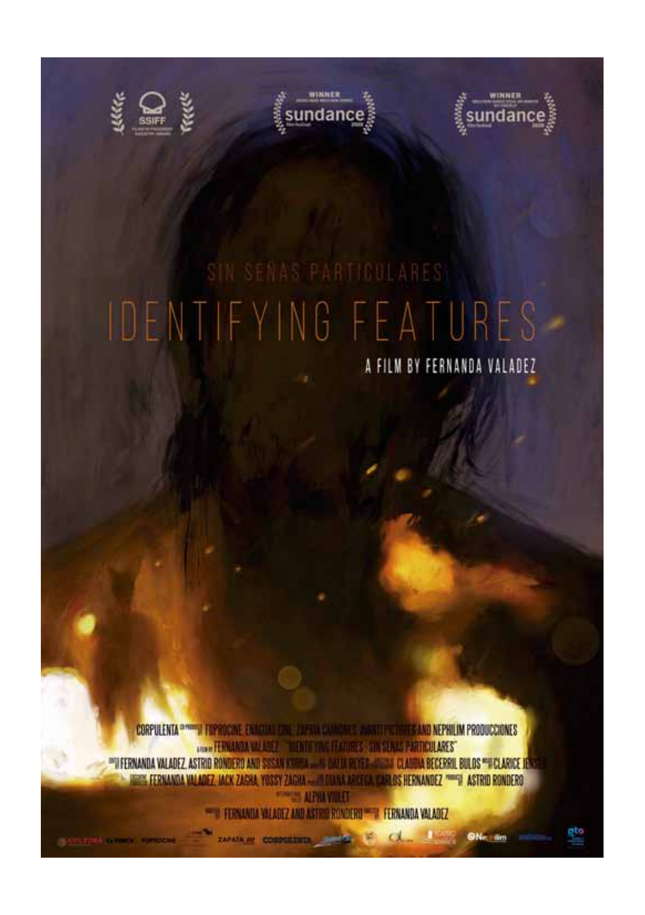SSIFF

WINNER sundance

WINNER sundance

SIN SEÑAS PARTICULARES

# IDENTIFYING FEATURES

A FILM BY FERNANDA VALADEZ

CORPULENTA FOPROCINE, ENAGUAS CINE, ZAPATA CAMIONES, AVANTI PICTURES AND NEPHILIM PRODUCCIONES

FERNANDA VALADEZ "IDENTIFYING FEATURES - SIN SEÑAS PARTICULARES"

FERNANDA VALADEZ, ASTRID RONDERO AND SUSAN KORDA DALIA REYES CLAUDIA BECERRIL BULOS CLARICE JENSEN

FERNANDA VALADEZ, JACK ZAGHA, YOSSY ZAGHA DIANA ARCEGA, CARLOS HERNANDEZ ASTRID RONDERO

ALPHA VIOLET

FERNANDA VALADEZ AND ASTRID RONDERO FERNANDA VALADEZ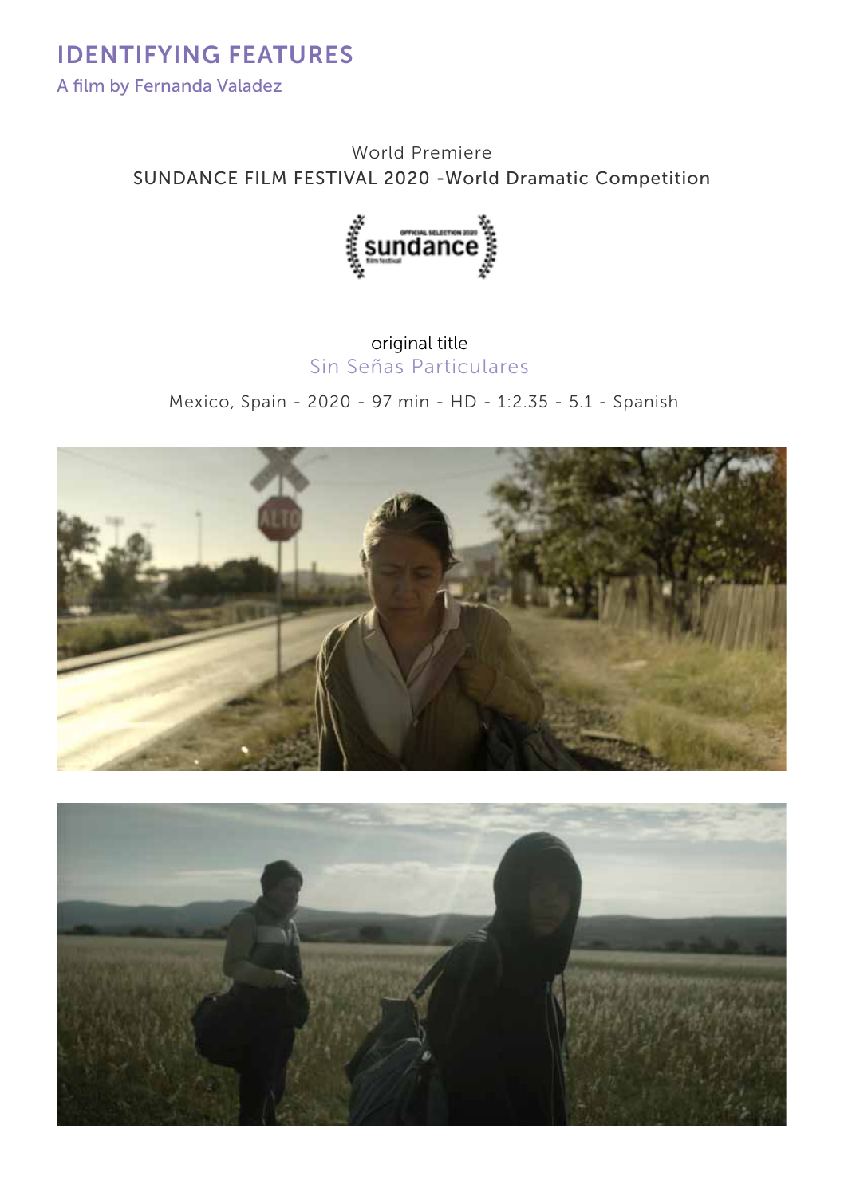# IDENTIFYING FEATURES

A film by Fernanda Valadez

World Premiere

SUNDANCE FILM FESTIVAL 2020 -World Dramatic Competition

original title

Sin Señas Particulares

Mexico, Spain - 2020 - 97 min - HD - 1:2.35 - 5.1 - Spanish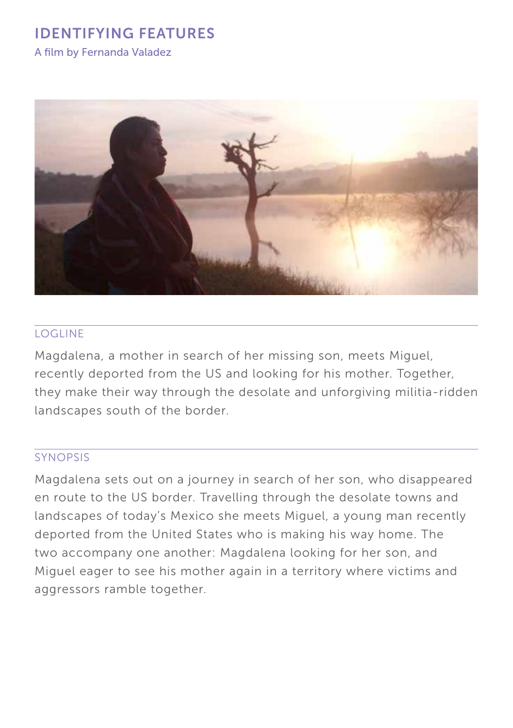# IDENTIFYING FEATURES

A film by Fernanda Valadez

## LOGLINE

Magdalena, a mother in search of her missing son, meets Miguel, recently deported from the US and looking for his mother. Together, they make their way through the desolate and unforgiving militia-ridden landscapes south of the border.

## SYNOPSIS

Magdalena sets out on a journey in search of her son, who disappeared en route to the US border. Travelling through the desolate towns and landscapes of today's Mexico she meets Miguel, a young man recently deported from the United States who is making his way home. The two accompany one another: Magdalena looking for her son, and Miguel eager to see his mother again in a territory where victims and aggressors ramble together.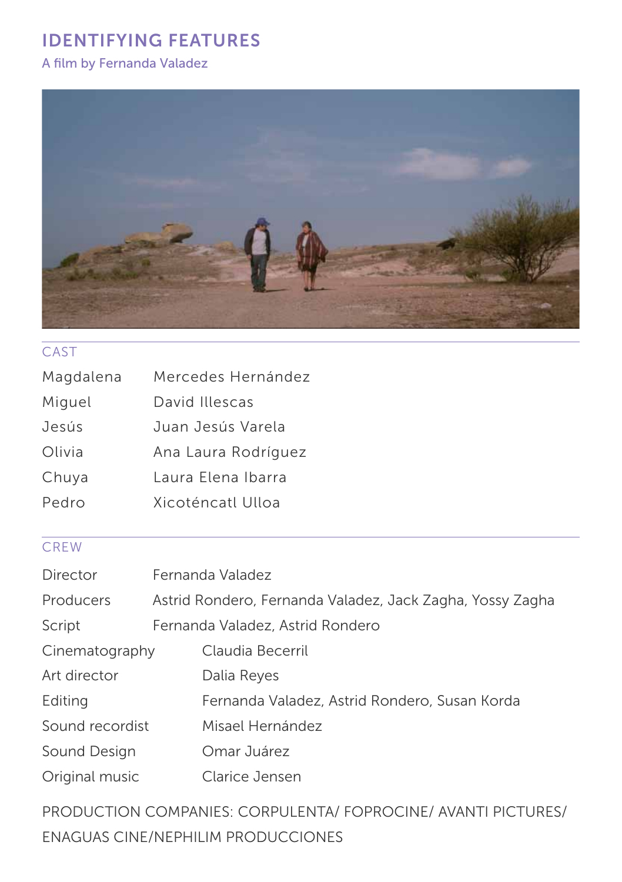# IDENTIFYING FEATURES

A film by Fernanda Valadez

## CAST

| | |
|---|---|
| Magdalena | Mercedes Hernández |
| Miguel | David Illescas |
| Jesús | Juan Jesús Varela |
| Olivia | Ana Laura Rodríguez |
| Chuya | Laura Elena Ibarra |
| Pedro | Xicoténcatl Ulloa |

## CREW

| | |
|---|---|
| Director | Fernanda Valadez |
| Producers | Astrid Rondero, Fernanda Valadez, Jack Zagha, Yossy Zagha |
| Script | Fernanda Valadez, Astrid Rondero |
| Cinematography | Claudia Becerril |
| Art director | Dalia Reyes |
| Editing | Fernanda Valadez, Astrid Rondero, Susan Korda |
| Sound recordist | Misael Hernández |
| Sound Design | Omar Juárez |
| Original music | Clarice Jensen |

PRODUCTION COMPANIES: CORPULENTA/ FOPROCINE/ AVANTI PICTURES/ ENAGUAS CINE/NEPHILIM PRODUCCIONES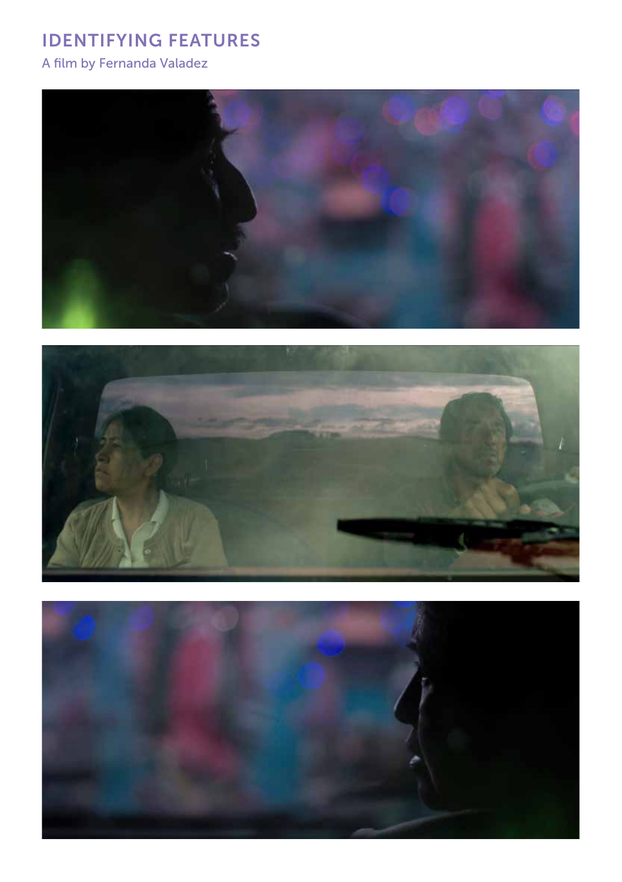IDENTIFYING FEATURES

A film by Fernanda Valadez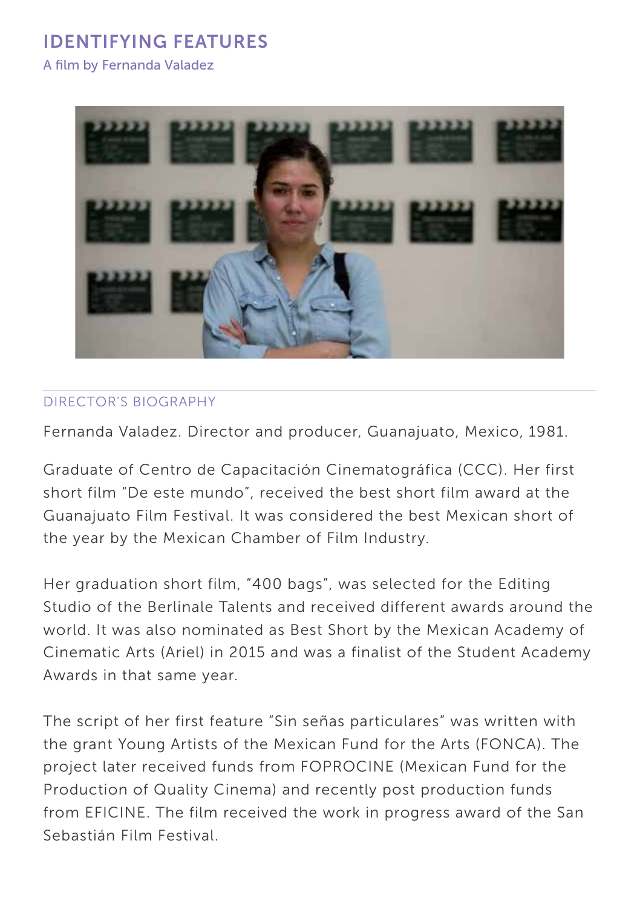# IDENTIFYING FEATURES

A film by Fernanda Valadez

## DIRECTOR'S BIOGRAPHY

Fernanda Valadez. Director and producer, Guanajuato, Mexico, 1981.

Graduate of Centro de Capacitación Cinematográfica (CCC). Her first short film "De este mundo", received the best short film award at the Guanajuato Film Festival. It was considered the best Mexican short of the year by the Mexican Chamber of Film Industry.

Her graduation short film, "400 bags", was selected for the Editing Studio of the Berlinale Talents and received different awards around the world. It was also nominated as Best Short by the Mexican Academy of Cinematic Arts (Ariel) in 2015 and was a finalist of the Student Academy Awards in that same year.

The script of her first feature "Sin señas particulares" was written with the grant Young Artists of the Mexican Fund for the Arts (FONCA). The project later received funds from FOPROCINE (Mexican Fund for the Production of Quality Cinema) and recently post production funds from EFICINE. The film received the work in progress award of the San Sebastián Film Festival.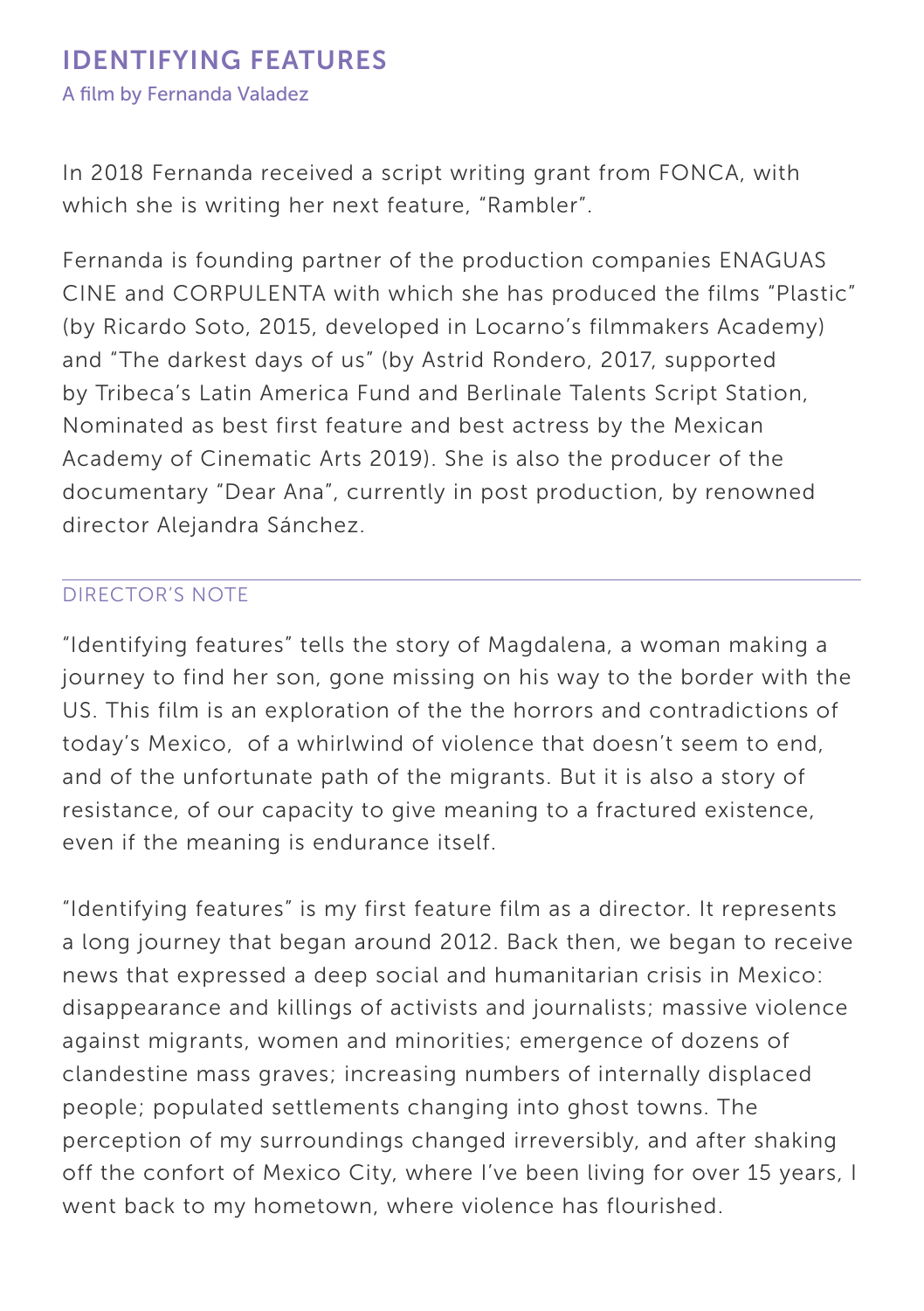# IDENTIFYING FEATURES

A film by Fernanda Valadez

In 2018 Fernanda received a script writing grant from FONCA, with which she is writing her next feature, "Rambler".

Fernanda is founding partner of the production companies ENAGUAS CINE and CORPULENTA with which she has produced the films "Plastic" (by Ricardo Soto, 2015, developed in Locarno's filmmakers Academy) and "The darkest days of us" (by Astrid Rondero, 2017, supported by Tribeca's Latin America Fund and Berlinale Talents Script Station, Nominated as best first feature and best actress by the Mexican Academy of Cinematic Arts 2019). She is also the producer of the documentary "Dear Ana", currently in post production, by renowned director Alejandra Sánchez.

---

## DIRECTOR'S NOTE

"Identifying features" tells the story of Magdalena, a woman making a journey to find her son, gone missing on his way to the border with the US. This film is an exploration of the the horrors and contradictions of today's Mexico, of a whirlwind of violence that doesn't seem to end, and of the unfortunate path of the migrants. But it is also a story of resistance, of our capacity to give meaning to a fractured existence, even if the meaning is endurance itself.

"Identifying features" is my first feature film as a director. It represents a long journey that began around 2012. Back then, we began to receive news that expressed a deep social and humanitarian crisis in Mexico: disappearance and killings of activists and journalists; massive violence against migrants, women and minorities; emergence of dozens of clandestine mass graves; increasing numbers of internally displaced people; populated settlements changing into ghost towns. The perception of my surroundings changed irreversibly, and after shaking off the confort of Mexico City, where I've been living for over 15 years, I went back to my hometown, where violence has flourished.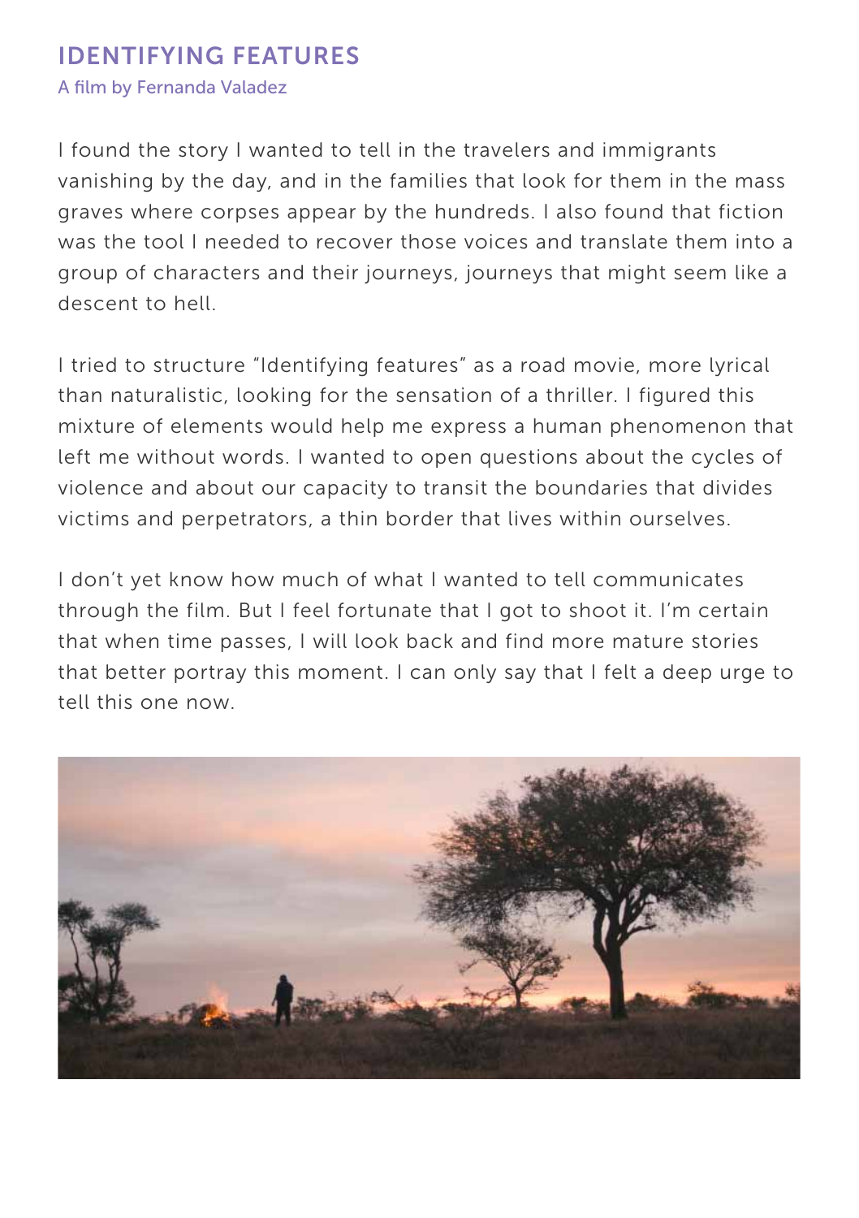## IDENTIFYING FEATURES

A film by Fernanda Valadez

I found the story I wanted to tell in the travelers and immigrants vanishing by the day, and in the families that look for them in the mass graves where corpses appear by the hundreds. I also found that fiction was the tool I needed to recover those voices and translate them into a group of characters and their journeys, journeys that might seem like a descent to hell.

I tried to structure "Identifying features" as a road movie, more lyrical than naturalistic, looking for the sensation of a thriller. I figured this mixture of elements would help me express a human phenomenon that left me without words. I wanted to open questions about the cycles of violence and about our capacity to transit the boundaries that divides victims and perpetrators, a thin border that lives within ourselves.

I don't yet know how much of what I wanted to tell communicates through the film. But I feel fortunate that I got to shoot it. I'm certain that when time passes, I will look back and find more mature stories that better portray this moment. I can only say that I felt a deep urge to tell this one now.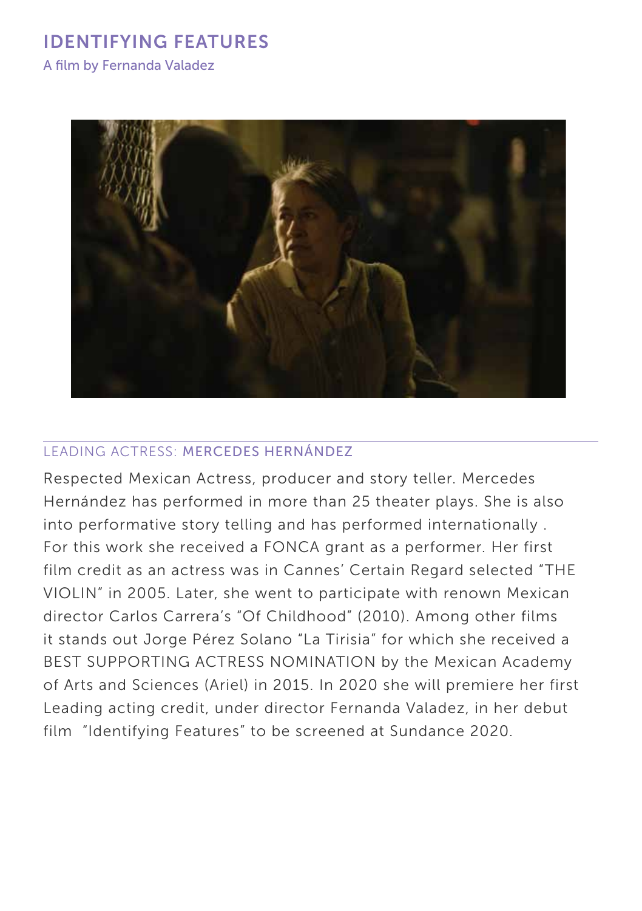# IDENTIFYING FEATURES

A film by Fernanda Valadez

## LEADING ACTRESS: MERCEDES HERNÁNDEZ

Respected Mexican Actress, producer and story teller. Mercedes Hernández has performed in more than 25 theater plays. She is also into performative story telling and has performed internationally . For this work she received a FONCA grant as a performer. Her first film credit as an actress was in Cannes' Certain Regard selected "THE VIOLIN" in 2005. Later, she went to participate with renown Mexican director Carlos Carrera's "Of Childhood" (2010). Among other films it stands out Jorge Pérez Solano "La Tirisia" for which she received a BEST SUPPORTING ACTRESS NOMINATION by the Mexican Academy of Arts and Sciences (Ariel) in 2015. In 2020 she will premiere her first Leading acting credit, under director Fernanda Valadez, in her debut film "Identifying Features" to be screened at Sundance 2020.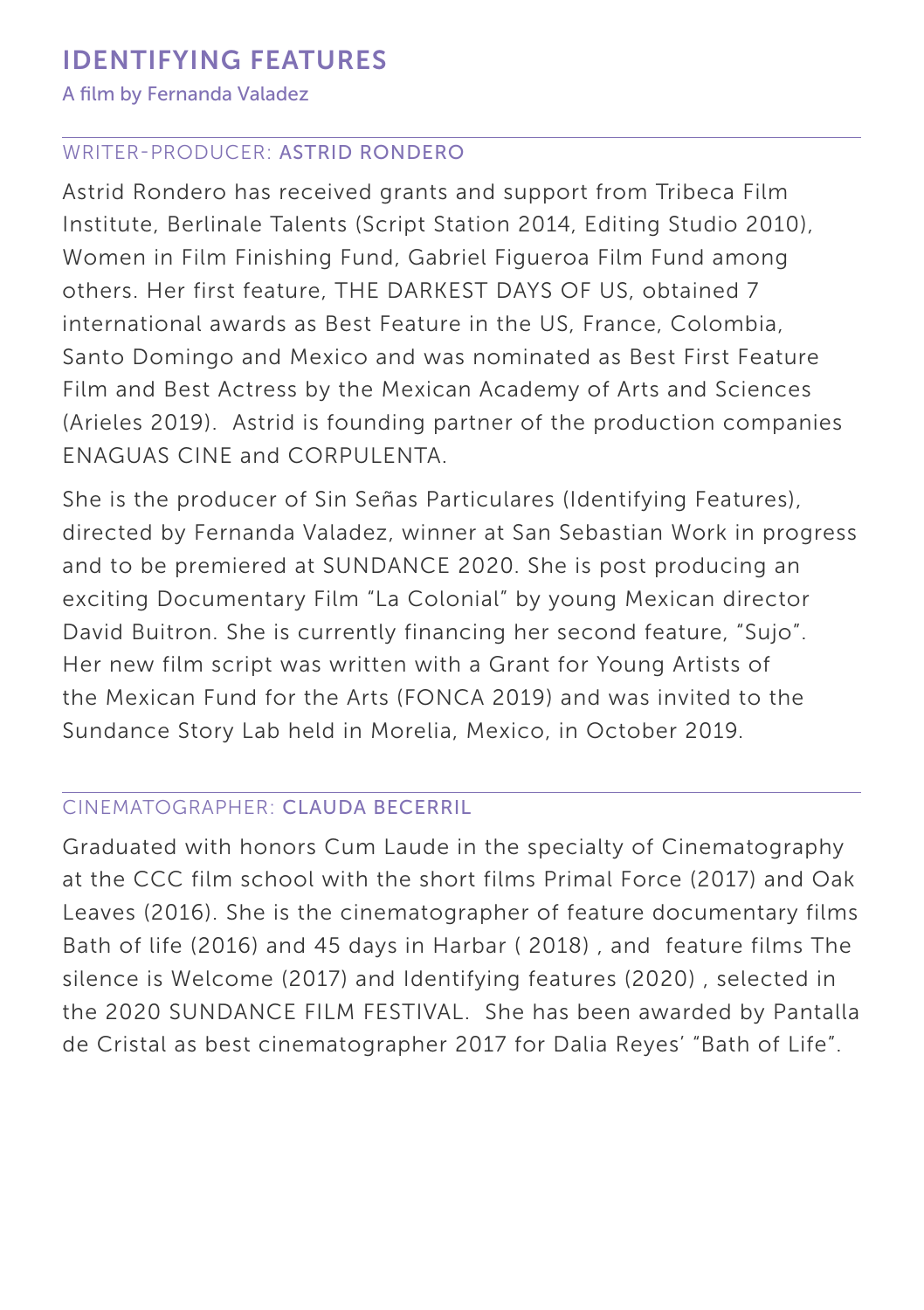# IDENTIFYING FEATURES

A film by Fernanda Valadez

---

## WRITER-PRODUCER: ASTRID RONDERO

Astrid Rondero has received grants and support from Tribeca Film Institute, Berlinale Talents (Script Station 2014, Editing Studio 2010), Women in Film Finishing Fund, Gabriel Figueroa Film Fund among others. Her first feature, THE DARKEST DAYS OF US, obtained 7 international awards as Best Feature in the US, France, Colombia, Santo Domingo and Mexico and was nominated as Best First Feature Film and Best Actress by the Mexican Academy of Arts and Sciences (Arieles 2019). Astrid is founding partner of the production companies ENAGUAS CINE and CORPULENTA.

She is the producer of Sin Señas Particulares (Identifying Features), directed by Fernanda Valadez, winner at San Sebastian Work in progress and to be premiered at SUNDANCE 2020. She is post producing an exciting Documentary Film "La Colonial" by young Mexican director David Buitron. She is currently financing her second feature, "Sujo". Her new film script was written with a Grant for Young Artists of the Mexican Fund for the Arts (FONCA 2019) and was invited to the Sundance Story Lab held in Morelia, Mexico, in October 2019.

---

## CINEMATOGRAPHER: CLAUDA BECERRIL

Graduated with honors Cum Laude in the specialty of Cinematography at the CCC film school with the short films Primal Force (2017) and Oak Leaves (2016). She is the cinematographer of feature documentary films Bath of life (2016) and 45 days in Harbar ( 2018) , and feature films The silence is Welcome (2017) and Identifying features (2020) , selected in the 2020 SUNDANCE FILM FESTIVAL. She has been awarded by Pantalla de Cristal as best cinematographer 2017 for Dalia Reyes' "Bath of Life".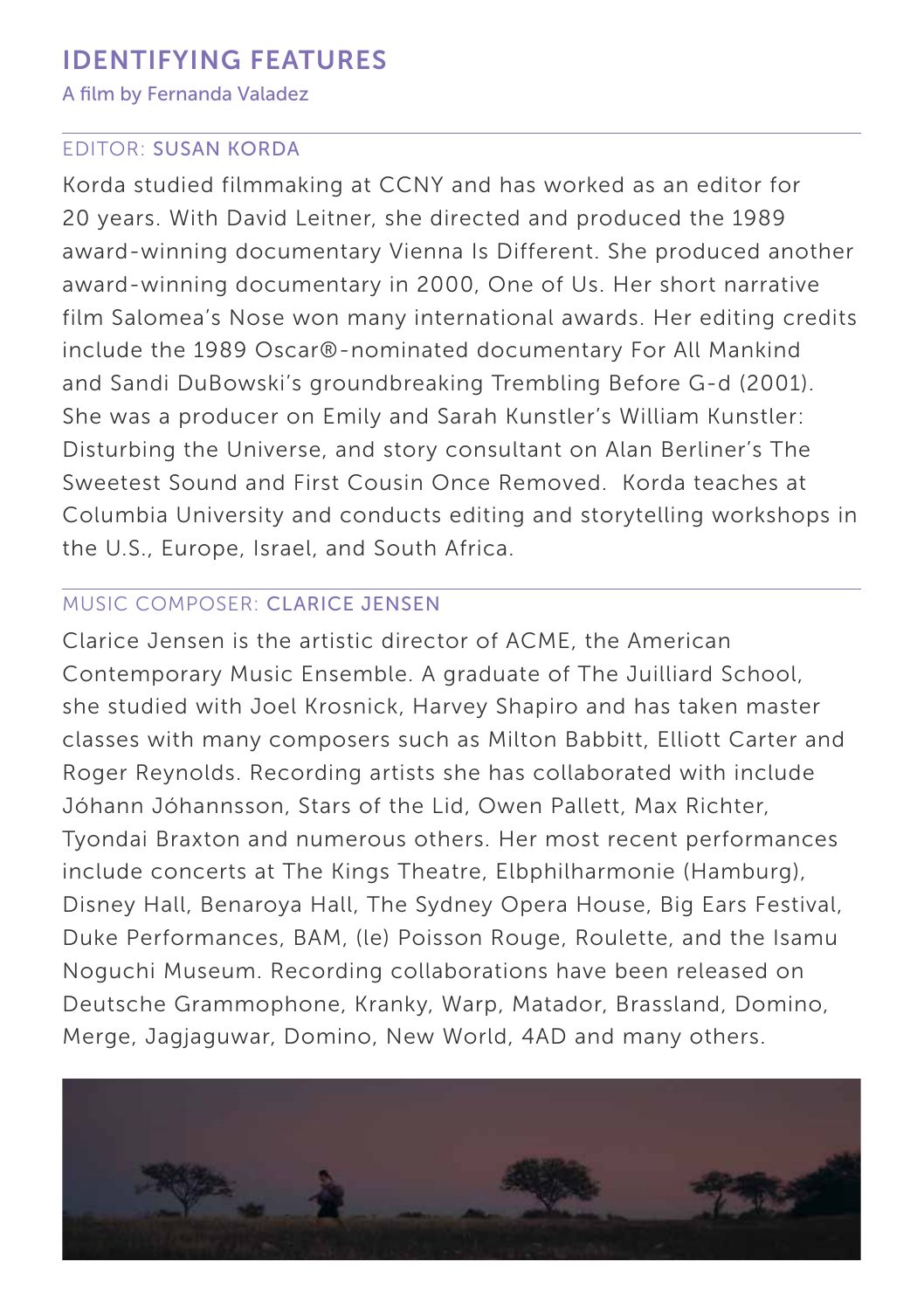## IDENTIFYING FEATURES

A film by Fernanda Valadez

### EDITOR: SUSAN KORDA

Korda studied filmmaking at CCNY and has worked as an editor for 20 years. With David Leitner, she directed and produced the 1989 award-winning documentary Vienna Is Different. She produced another award-winning documentary in 2000, One of Us. Her short narrative film Salomea's Nose won many international awards. Her editing credits include the 1989 Oscar®-nominated documentary For All Mankind and Sandi DuBowski's groundbreaking Trembling Before G-d (2001). She was a producer on Emily and Sarah Kunstler's William Kunstler: Disturbing the Universe, and story consultant on Alan Berliner's The Sweetest Sound and First Cousin Once Removed. Korda teaches at Columbia University and conducts editing and storytelling workshops in the U.S., Europe, Israel, and South Africa.

### MUSIC COMPOSER: CLARICE JENSEN

Clarice Jensen is the artistic director of ACME, the American Contemporary Music Ensemble. A graduate of The Juilliard School, she studied with Joel Krosnick, Harvey Shapiro and has taken master classes with many composers such as Milton Babbitt, Elliott Carter and Roger Reynolds. Recording artists she has collaborated with include Jóhann Jóhannsson, Stars of the Lid, Owen Pallett, Max Richter, Tyondai Braxton and numerous others. Her most recent performances include concerts at The Kings Theatre, Elbphilharmonie (Hamburg), Disney Hall, Benaroya Hall, The Sydney Opera House, Big Ears Festival, Duke Performances, BAM, (le) Poisson Rouge, Roulette, and the Isamu Noguchi Museum. Recording collaborations have been released on Deutsche Grammophone, Kranky, Warp, Matador, Brassland, Domino, Merge, Jagjaguwar, Domino, New World, 4AD and many others.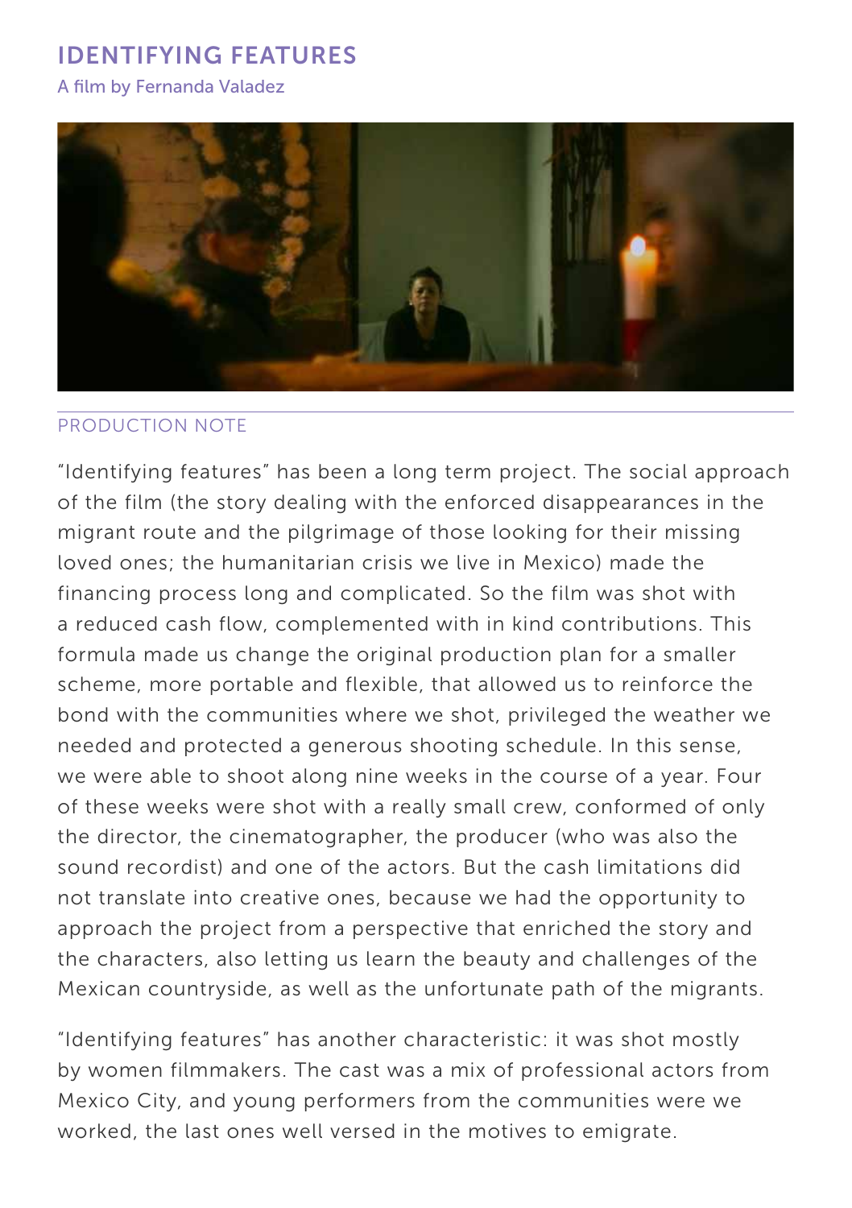# IDENTIFYING FEATURES

A film by Fernanda Valadez

## PRODUCTION NOTE

“Identifying features” has been a long term project. The social approach of the film (the story dealing with the enforced disappearances in the migrant route and the pilgrimage of those looking for their missing loved ones; the humanitarian crisis we live in Mexico) made the financing process long and complicated. So the film was shot with a reduced cash flow, complemented with in kind contributions. This formula made us change the original production plan for a smaller scheme, more portable and flexible, that allowed us to reinforce the bond with the communities where we shot, privileged the weather we needed and protected a generous shooting schedule. In this sense, we were able to shoot along nine weeks in the course of a year. Four of these weeks were shot with a really small crew, conformed of only the director, the cinematographer, the producer (who was also the sound recordist) and one of the actors. But the cash limitations did not translate into creative ones, because we had the opportunity to approach the project from a perspective that enriched the story and the characters, also letting us learn the beauty and challenges of the Mexican countryside, as well as the unfortunate path of the migrants.

“Identifying features” has another characteristic: it was shot mostly by women filmmakers. The cast was a mix of professional actors from Mexico City, and young performers from the communities were we worked, the last ones well versed in the motives to emigrate.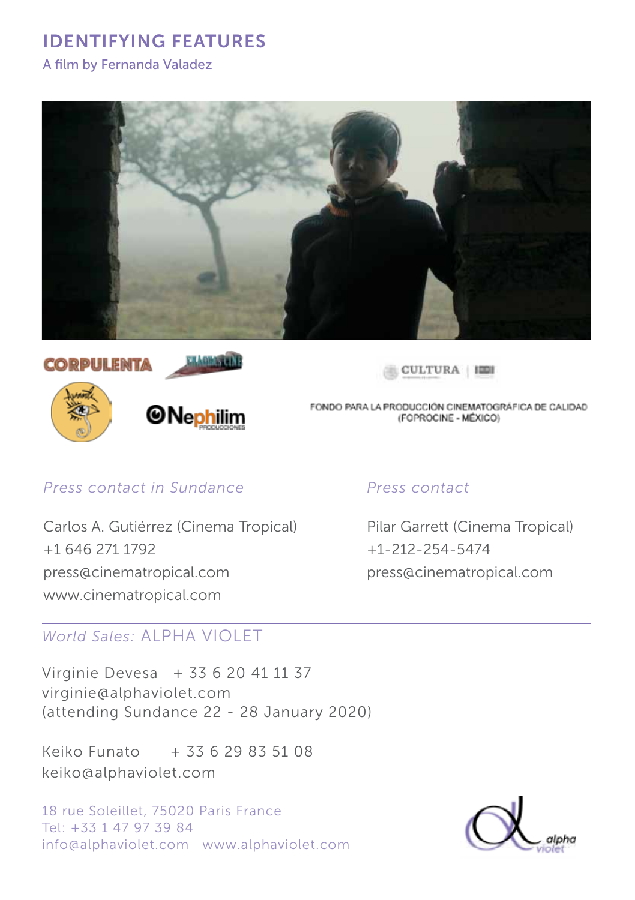# IDENTIFYING FEATURES

A film by Fernanda Valadez

CORPULENTA

Nephilim

CULTURA

FONDO PARA LA PRODUCCIÓN CINEMATOGRÁFICA DE CALIDAD (FOPROCINE - MÉXICO)

*Press contact in Sundance*

Carlos A. Gutiérrez (Cinema Tropical)
+1 646 271 1792
press@cinematropical.com
www.cinematropical.com

*Press contact*

Pilar Garrett (Cinema Tropical)
+1-212-254-5474
press@cinematropical.com

*World Sales:* ALPHA VIOLET

Virginie Devesa + 33 6 20 41 11 37
virginie@alphaviolet.com
(attending Sundance 22 - 28 January 2020)

Keiko Funato + 33 6 29 83 51 08
keiko@alphaviolet.com

18 rue Soleillet, 75020 Paris France
Tel: +33 1 47 97 39 84
info@alphaviolet.com www.alphaviolet.com

alpha violet